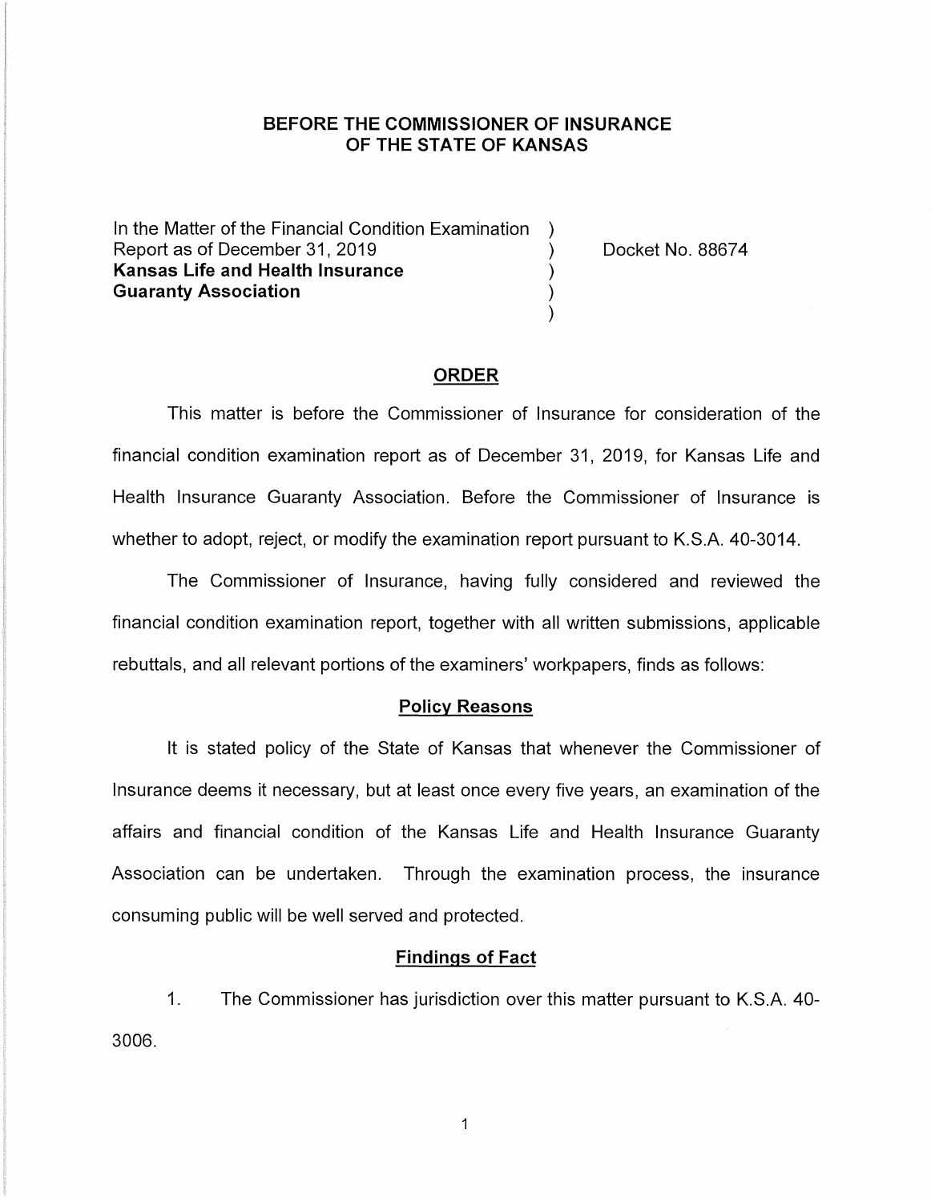**BEFORE THE COMMISSIONER OF INSURANCE**
**OF THE STATE OF KANSAS**

In the Matter of the Financial Condition Examination )
Report as of December 31, 2019 ) Docket No. 88674
**Kansas Life and Health Insurance** )
**Guaranty Association** )
)

## ORDER

This matter is before the Commissioner of Insurance for consideration of the financial condition examination report as of December 31, 2019, for Kansas Life and Health Insurance Guaranty Association. Before the Commissioner of Insurance is whether to adopt, reject, or modify the examination report pursuant to K.S.A. 40-3014.

The Commissioner of Insurance, having fully considered and reviewed the financial condition examination report, together with all written submissions, applicable rebuttals, and all relevant portions of the examiners' workpapers, finds as follows:

### Policy Reasons

It is stated policy of the State of Kansas that whenever the Commissioner of Insurance deems it necessary, but at least once every five years, an examination of the affairs and financial condition of the Kansas Life and Health Insurance Guaranty Association can be undertaken. Through the examination process, the insurance consuming public will be well served and protected.

### Findings of Fact

1. The Commissioner has jurisdiction over this matter pursuant to K.S.A. 40-3006.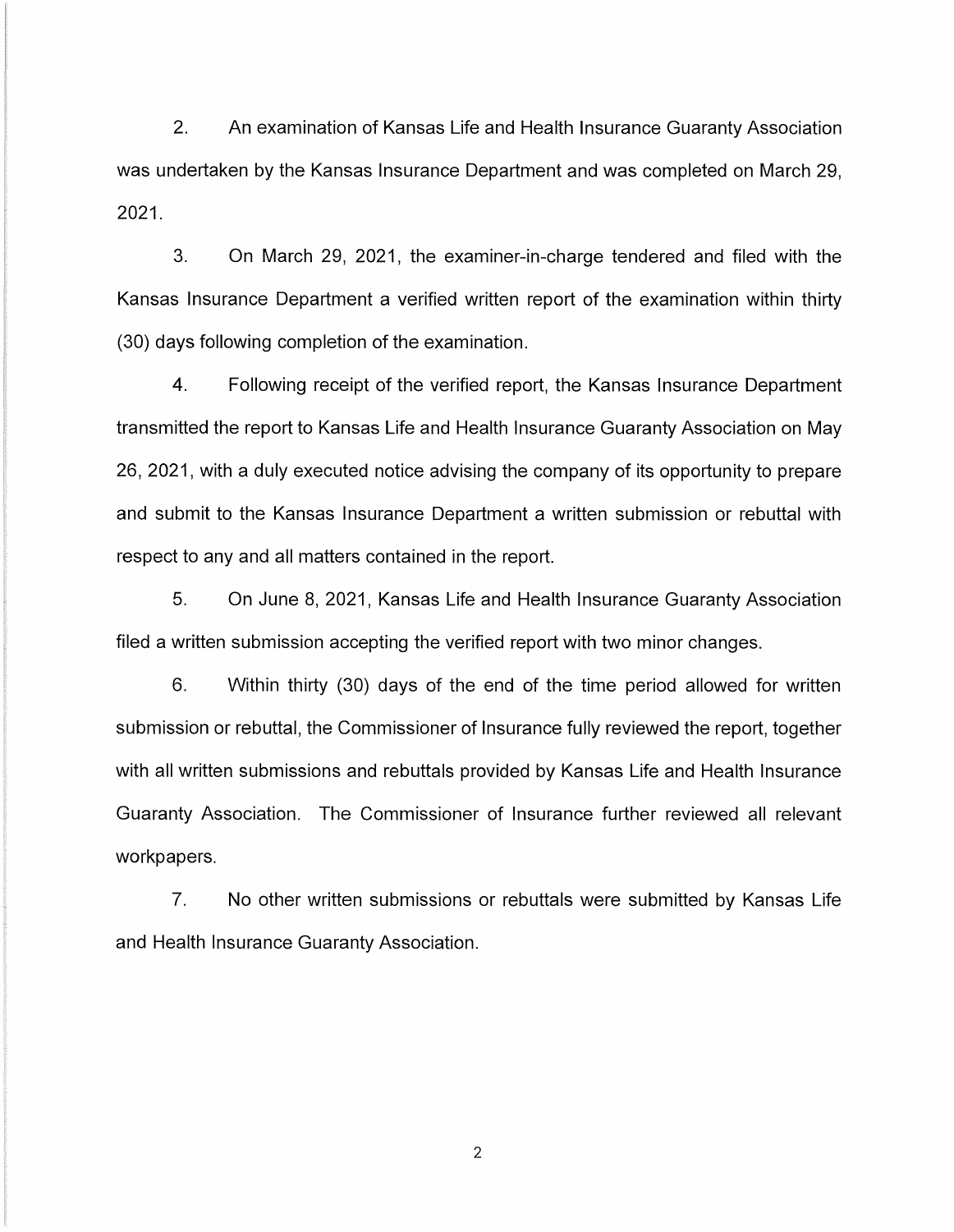2. An examination of Kansas Life and Health Insurance Guaranty Association was undertaken by the Kansas Insurance Department and was completed on March 29, 2021.

3. On March 29, 2021, the examiner-in-charge tendered and filed with the Kansas Insurance Department a verified written report of the examination within thirty (30) days following completion of the examination.

4. Following receipt of the verified report, the Kansas Insurance Department transmitted the report to Kansas Life and Health Insurance Guaranty Association on May 26, 2021, with a duly executed notice advising the company of its opportunity to prepare and submit to the Kansas Insurance Department a written submission or rebuttal with respect to any and all matters contained in the report.

5. On June 8, 2021, Kansas Life and Health Insurance Guaranty Association filed a written submission accepting the verified report with two minor changes.

6. Within thirty (30) days of the end of the time period allowed for written submission or rebuttal, the Commissioner of Insurance fully reviewed the report, together with all written submissions and rebuttals provided by Kansas Life and Health Insurance Guaranty Association. The Commissioner of Insurance further reviewed all relevant workpapers.

7. No other written submissions or rebuttals were submitted by Kansas Life and Health Insurance Guaranty Association.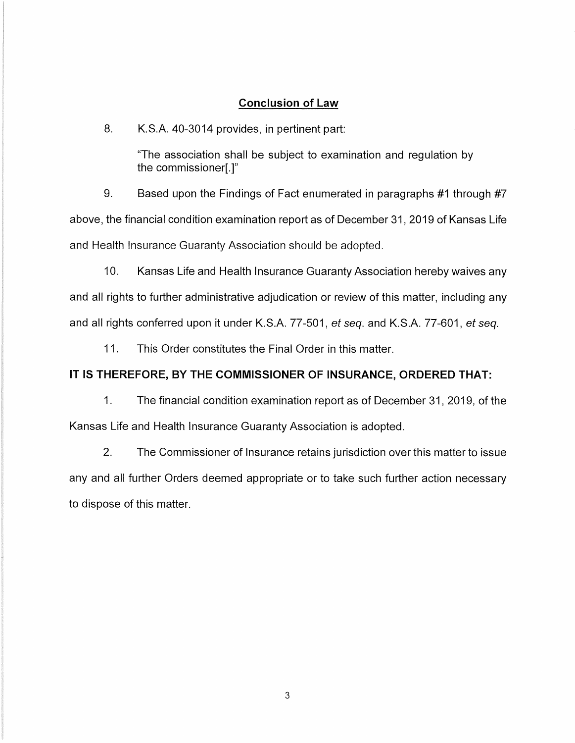## Conclusion of Law

8. K.S.A. 40-3014 provides, in pertinent part:

> "The association shall be subject to examination and regulation by the commissioner[.]"

9. Based upon the Findings of Fact enumerated in paragraphs #1 through #7 above, the financial condition examination report as of December 31, 2019 of Kansas Life and Health Insurance Guaranty Association should be adopted.

10. Kansas Life and Health Insurance Guaranty Association hereby waives any and all rights to further administrative adjudication or review of this matter, including any and all rights conferred upon it under K.S.A. 77-501, *et seq.* and K.S.A. 77-601, *et seq.*

11. This Order constitutes the Final Order in this matter.

**IT IS THEREFORE, BY THE COMMISSIONER OF INSURANCE, ORDERED THAT:**

1. The financial condition examination report as of December 31, 2019, of the Kansas Life and Health Insurance Guaranty Association is adopted.

2. The Commissioner of Insurance retains jurisdiction over this matter to issue any and all further Orders deemed appropriate or to take such further action necessary to dispose of this matter.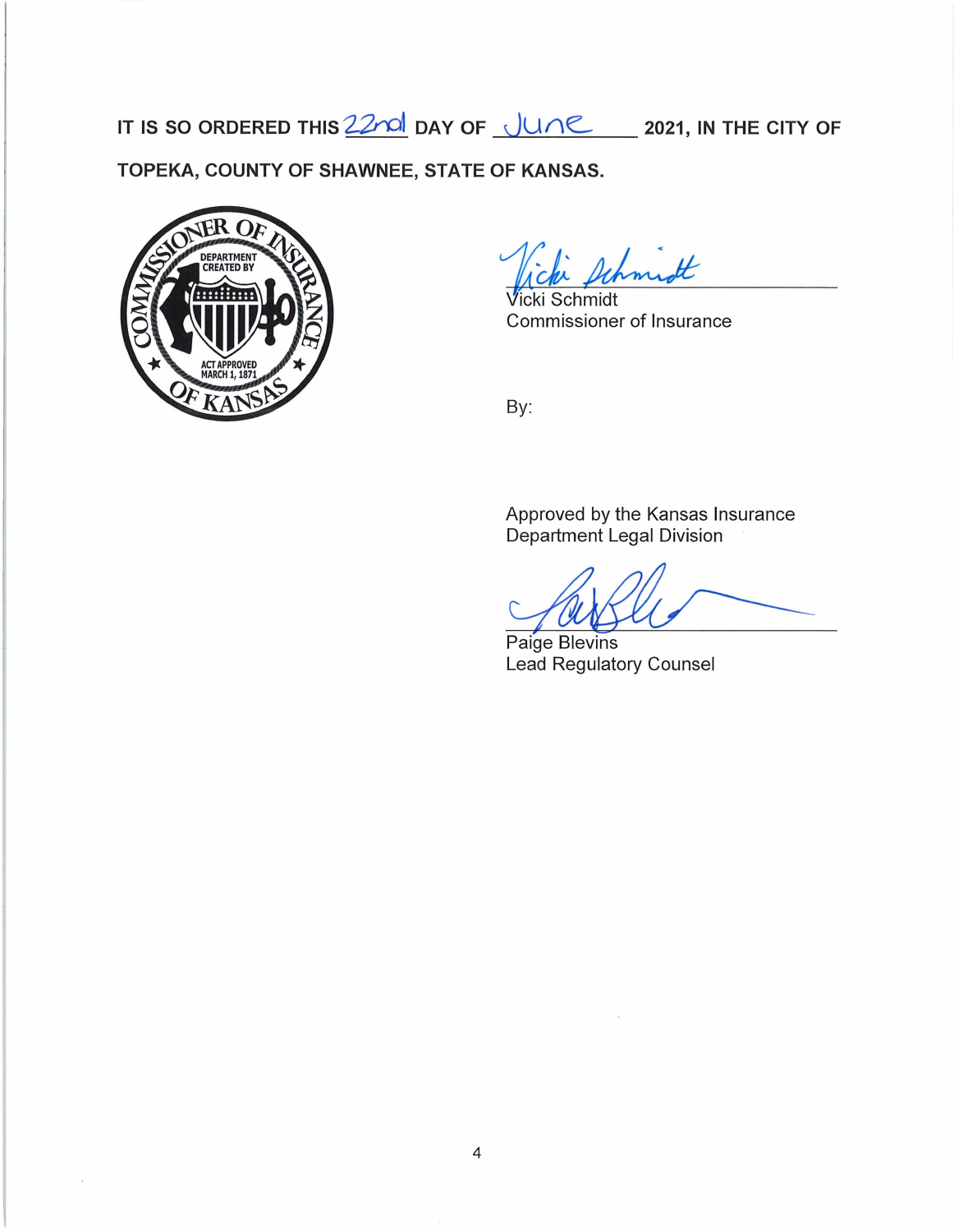**IT IS SO ORDERED THIS 22nd DAY OF June 2021, IN THE CITY OF TOPEKA, COUNTY OF SHAWNEE, STATE OF KANSAS.**

COMMISSIONER OF INSURANCE OF KANSAS
DEPARTMENT CREATED BY
ACT APPROVED MARCH 1, 1871

Vicki Schmidt
Commissioner of Insurance

By:

Approved by the Kansas Insurance Department Legal Division

Paige Blevins
Lead Regulatory Counsel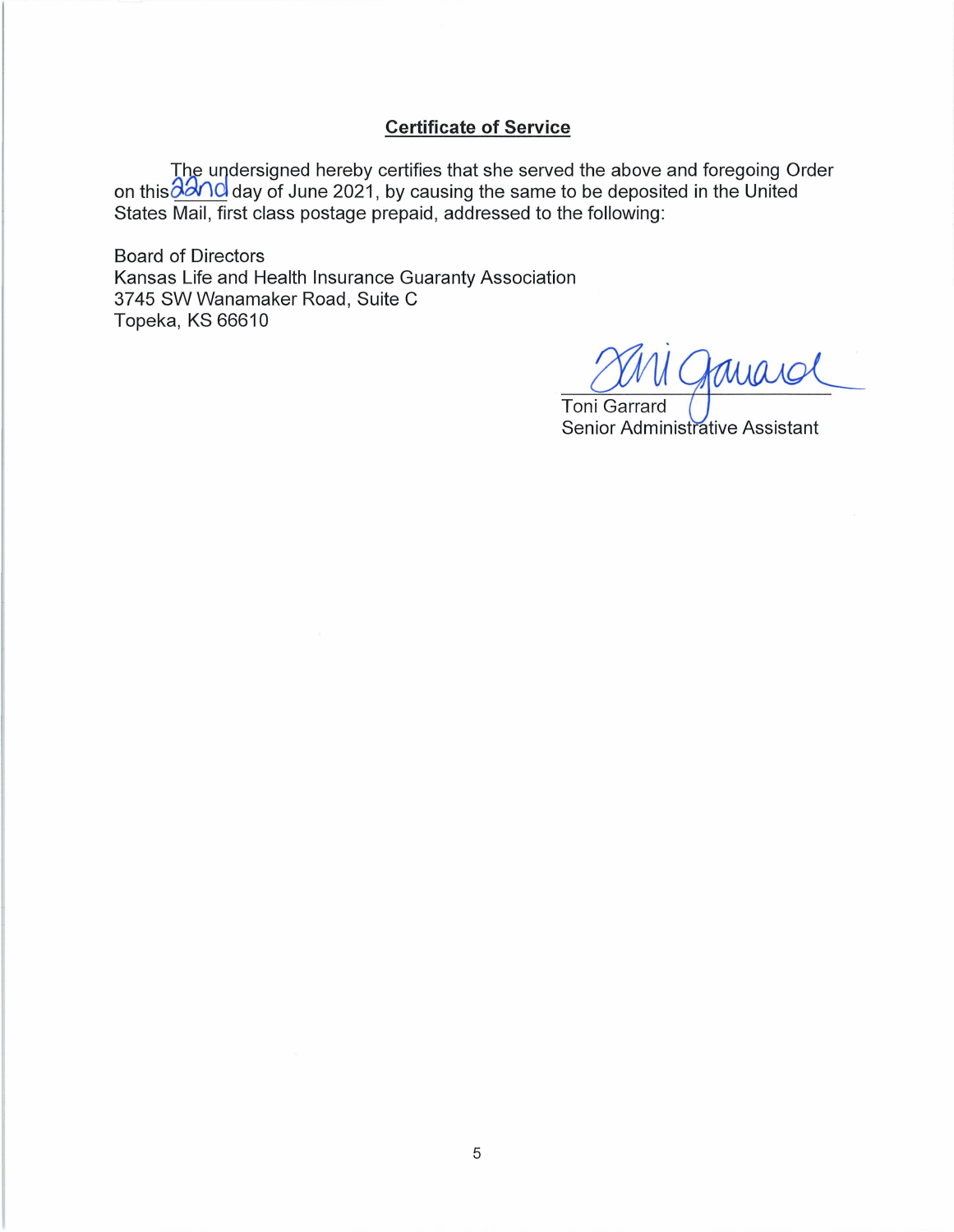## Certificate of Service

The undersigned hereby certifies that she served the above and foregoing Order on this 22nd day of June 2021, by causing the same to be deposited in the United States Mail, first class postage prepaid, addressed to the following:

Board of Directors
Kansas Life and Health Insurance Guaranty Association
3745 SW Wanamaker Road, Suite C
Topeka, KS 66610

Toni Garrard
Toni Garrard
Senior Administrative Assistant